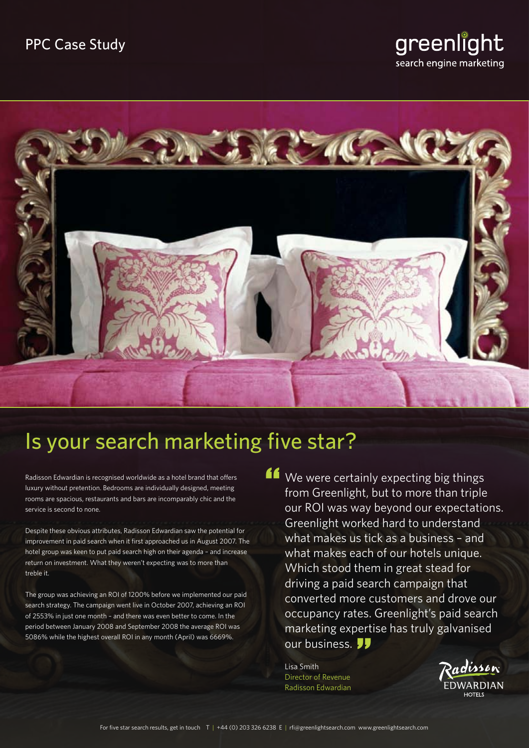PPC Case Study

greenlight
search engine marketing

# Is your search marketing five star?

Radisson Edwardian is recognised worldwide as a hotel brand that offers luxury without pretention. Bedrooms are individually designed, meeting rooms are spacious, restaurants and bars are incomparably chic and the service is second to none.

Despite these obvious attributes, Radisson Edwardian saw the potential for improvement in paid search when it first approached us in August 2007. The hotel group was keen to put paid search high on their agenda – and increase return on investment. What they weren't expecting was to more than treble it.

The group was achieving an ROI of 1200% before we implemented our paid search strategy. The campaign went live in October 2007, achieving an ROI of 2553% in just one month – and there was even better to come. In the period between January 2008 and September 2008 the average ROI was 5086% while the highest overall ROI in any month (April) was 6669%.

> "We were certainly expecting big things from Greenlight, but to more than triple our ROI was way beyond our expectations. Greenlight worked hard to understand what makes us tick as a business – and what makes each of our hotels unique. Which stood them in great stead for driving a paid search campaign that converted more customers and drove our occupancy rates. Greenlight's paid search marketing expertise has truly galvanised our business."

Lisa Smith
Director of Revenue
Radisson Edwardian

Radisson EDWARDIAN HOTELS

For five star search results, get in touch T | +44 (0) 203 326 6238 E | rfi@greenlightsearch.com www.greenlightsearch.com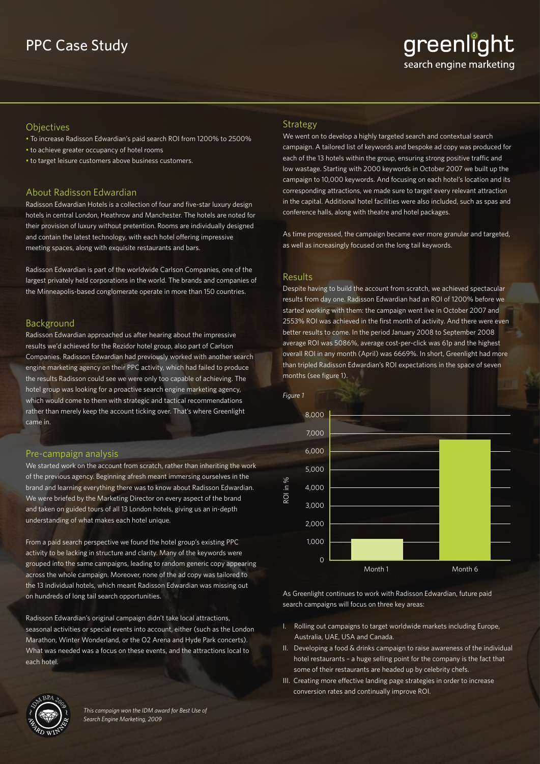# PPC Case Study

greenlight
search engine marketing

## Objectives

- To increase Radisson Edwardian's paid search ROI from 1200% to 2500%
- to achieve greater occupancy of hotel rooms
- to target leisure customers above business customers.

## About Radisson Edwardian

Radisson Edwardian Hotels is a collection of four and five-star luxury design hotels in central London, Heathrow and Manchester. The hotels are noted for their provision of luxury without pretention. Rooms are individually designed and contain the latest technology, with each hotel offering impressive meeting spaces, along with exquisite restaurants and bars.

Radisson Edwardian is part of the worldwide Carlson Companies, one of the largest privately held corporations in the world. The brands and companies of the Minneapolis-based conglomerate operate in more than 150 countries.

## Background

Radisson Edwardian approached us after hearing about the impressive results we'd achieved for the Rezidor hotel group, also part of Carlson Companies. Radisson Edwardian had previously worked with another search engine marketing agency on their PPC activity, which had failed to produce the results Radisson could see we were only too capable of achieving. The hotel group was looking for a proactive search engine marketing agency, which would come to them with strategic and tactical recommendations rather than merely keep the account ticking over. That's where Greenlight came in.

## Pre-campaign analysis

We started work on the account from scratch, rather than inheriting the work of the previous agency. Beginning afresh meant immersing ourselves in the brand and learning everything there was to know about Radisson Edwardian. We were briefed by the Marketing Director on every aspect of the brand and taken on guided tours of all 13 London hotels, giving us an in-depth understanding of what makes each hotel unique.

From a paid search perspective we found the hotel group's existing PPC activity to be lacking in structure and clarity. Many of the keywords were grouped into the same campaigns, leading to random generic copy appearing across the whole campaign. Moreover, none of the ad copy was tailored to the 13 individual hotels, which meant Radisson Edwardian was missing out on hundreds of long tail search opportunities.

Radisson Edwardian's original campaign didn't take local attractions, seasonal activities or special events into account, either (such as the London Marathon, Winter Wonderland, or the O2 Arena and Hyde Park concerts). What was needed was a focus on these events, and the attractions local to each hotel.

## Strategy

We went on to develop a highly targeted search and contextual search campaign. A tailored list of keywords and bespoke ad copy was produced for each of the 13 hotels within the group, ensuring strong positive traffic and low wastage. Starting with 2000 keywords in October 2007 we built up the campaign to 10,000 keywords. And focusing on each hotel's location and its corresponding attractions, we made sure to target every relevant attraction in the capital. Additional hotel facilities were also included, such as spas and conference halls, along with theatre and hotel packages.

As time progressed, the campaign became ever more granular and targeted, as well as increasingly focused on the long tail keywords.

## Results

Despite having to build the account from scratch, we achieved spectacular results from day one. Radisson Edwardian had an ROI of 1200% before we started working with them: the campaign went live in October 2007 and 2553% ROI was achieved in the first month of activity. And there were even better results to come. In the period January 2008 to September 2008 average ROI was 5086%, average cost-per-click was 61p and the highest overall ROI in any month (April) was 6669%. In short, Greenlight had more than tripled Radisson Edwardian's ROI expectations in the space of seven months (see figure 1).

*Figure 1*

ROI in %

8,000
7,000
6,000
5,000
4,000
3,000
2,000
1,000
0

Month 1
Month 6

As Greenlight continues to work with Radisson Edwardian, future paid search campaigns will focus on three key areas:

I. Rolling out campaigns to target worldwide markets including Europe, Australia, UAE, USA and Canada.
II. Developing a food & drinks campaign to raise awareness of the individual hotel restaurants – a huge selling point for the company is the fact that some of their restaurants are headed up by celebrity chefs.
III. Creating more effective landing page strategies in order to increase conversion rates and continually improve ROI.

IDM BPA 2009 AWARD WINNER

*This campaign won the IDM award for Best Use of Search Engine Marketing, 2009*